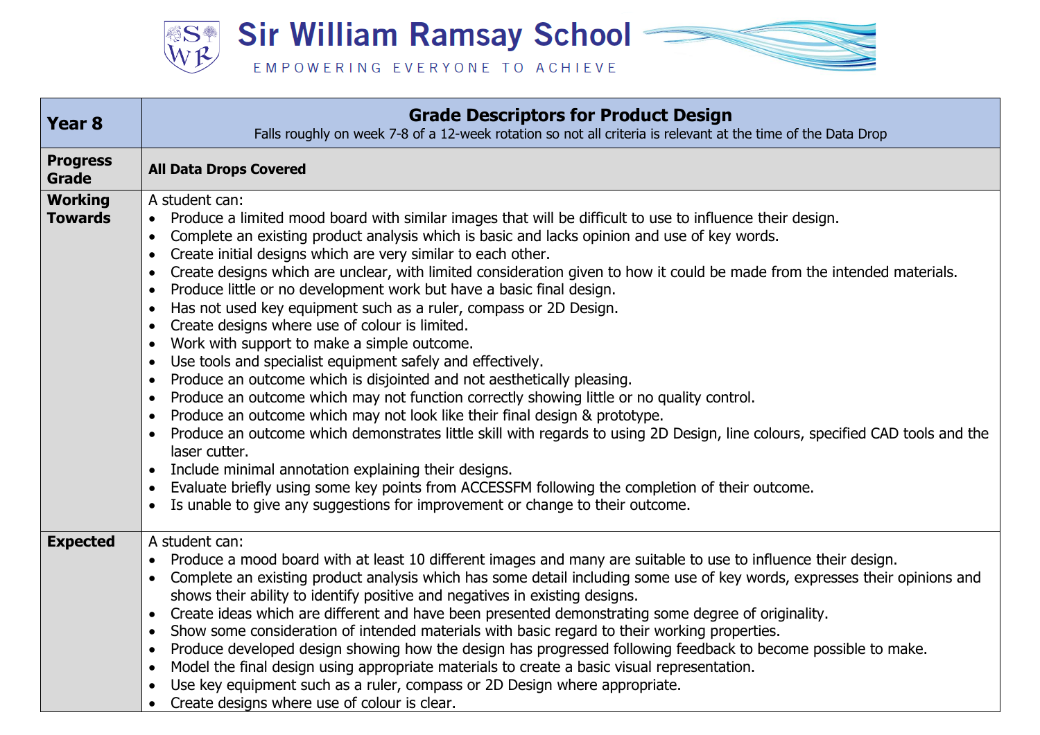# Sir William Ramsay School

EMPOWERING EVERYONE TO ACHIEVE

| **Year 8** | **Grade Descriptors for Product Design**<br>Falls roughly on week 7-8 of a 12-week rotation so not all criteria is relevant at the time of the Data Drop |
|---|---|
| **Progress Grade** | **All Data Drops Covered** |
| **Working Towards** | A student can:<br>• Produce a limited mood board with similar images that will be difficult to use to influence their design.<br>• Complete an existing product analysis which is basic and lacks opinion and use of key words.<br>• Create initial designs which are very similar to each other.<br>• Create designs which are unclear, with limited consideration given to how it could be made from the intended materials.<br>• Produce little or no development work but have a basic final design.<br>• Has not used key equipment such as a ruler, compass or 2D Design.<br>• Create designs where use of colour is limited.<br>• Work with support to make a simple outcome.<br>• Use tools and specialist equipment safely and effectively.<br>• Produce an outcome which is disjointed and not aesthetically pleasing.<br>• Produce an outcome which may not function correctly showing little or no quality control.<br>• Produce an outcome which may not look like their final design & prototype.<br>• Produce an outcome which demonstrates little skill with regards to using 2D Design, line colours, specified CAD tools and the laser cutter.<br>• Include minimal annotation explaining their designs.<br>• Evaluate briefly using some key points from ACCESSFM following the completion of their outcome.<br>• Is unable to give any suggestions for improvement or change to their outcome. |
| **Expected** | A student can:<br>• Produce a mood board with at least 10 different images and many are suitable to use to influence their design.<br>• Complete an existing product analysis which has some detail including some use of key words, expresses their opinions and shows their ability to identify positive and negatives in existing designs.<br>• Create ideas which are different and have been presented demonstrating some degree of originality.<br>• Show some consideration of intended materials with basic regard to their working properties.<br>• Produce developed design showing how the design has progressed following feedback to become possible to make.<br>• Model the final design using appropriate materials to create a basic visual representation.<br>• Use key equipment such as a ruler, compass or 2D Design where appropriate.<br>• Create designs where use of colour is clear. |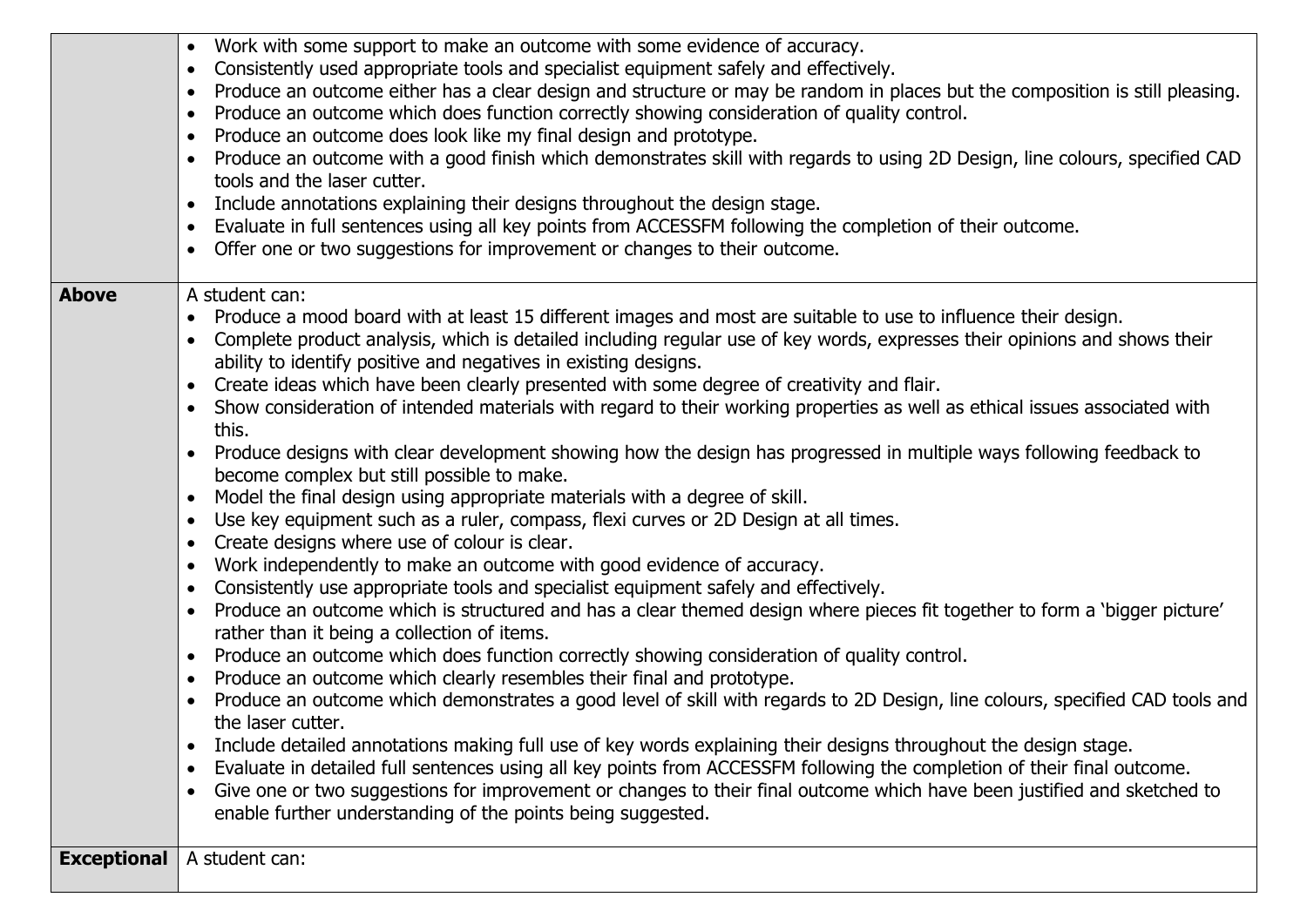| | |
|---|---|
| | • Work with some support to make an outcome with some evidence of accuracy.<br>• Consistently used appropriate tools and specialist equipment safely and effectively.<br>• Produce an outcome either has a clear design and structure or may be random in places but the composition is still pleasing.<br>• Produce an outcome which does function correctly showing consideration of quality control.<br>• Produce an outcome does look like my final design and prototype.<br>• Produce an outcome with a good finish which demonstrates skill with regards to using 2D Design, line colours, specified CAD tools and the laser cutter.<br>• Include annotations explaining their designs throughout the design stage.<br>• Evaluate in full sentences using all key points from ACCESSFM following the completion of their outcome.<br>• Offer one or two suggestions for improvement or changes to their outcome. |
| **Above** | A student can:<br>• Produce a mood board with at least 15 different images and most are suitable to use to influence their design.<br>• Complete product analysis, which is detailed including regular use of key words, expresses their opinions and shows their ability to identify positive and negatives in existing designs.<br>• Create ideas which have been clearly presented with some degree of creativity and flair.<br>• Show consideration of intended materials with regard to their working properties as well as ethical issues associated with this.<br>• Produce designs with clear development showing how the design has progressed in multiple ways following feedback to become complex but still possible to make.<br>• Model the final design using appropriate materials with a degree of skill.<br>• Use key equipment such as a ruler, compass, flexi curves or 2D Design at all times.<br>• Create designs where use of colour is clear.<br>• Work independently to make an outcome with good evidence of accuracy.<br>• Consistently use appropriate tools and specialist equipment safely and effectively.<br>• Produce an outcome which is structured and has a clear themed design where pieces fit together to form a 'bigger picture' rather than it being a collection of items.<br>• Produce an outcome which does function correctly showing consideration of quality control.<br>• Produce an outcome which clearly resembles their final and prototype.<br>• Produce an outcome which demonstrates a good level of skill with regards to 2D Design, line colours, specified CAD tools and the laser cutter.<br>• Include detailed annotations making full use of key words explaining their designs throughout the design stage.<br>• Evaluate in detailed full sentences using all key points from ACCESSFM following the completion of their final outcome.<br>• Give one or two suggestions for improvement or changes to their final outcome which have been justified and sketched to enable further understanding of the points being suggested. |
| **Exceptional** | A student can: |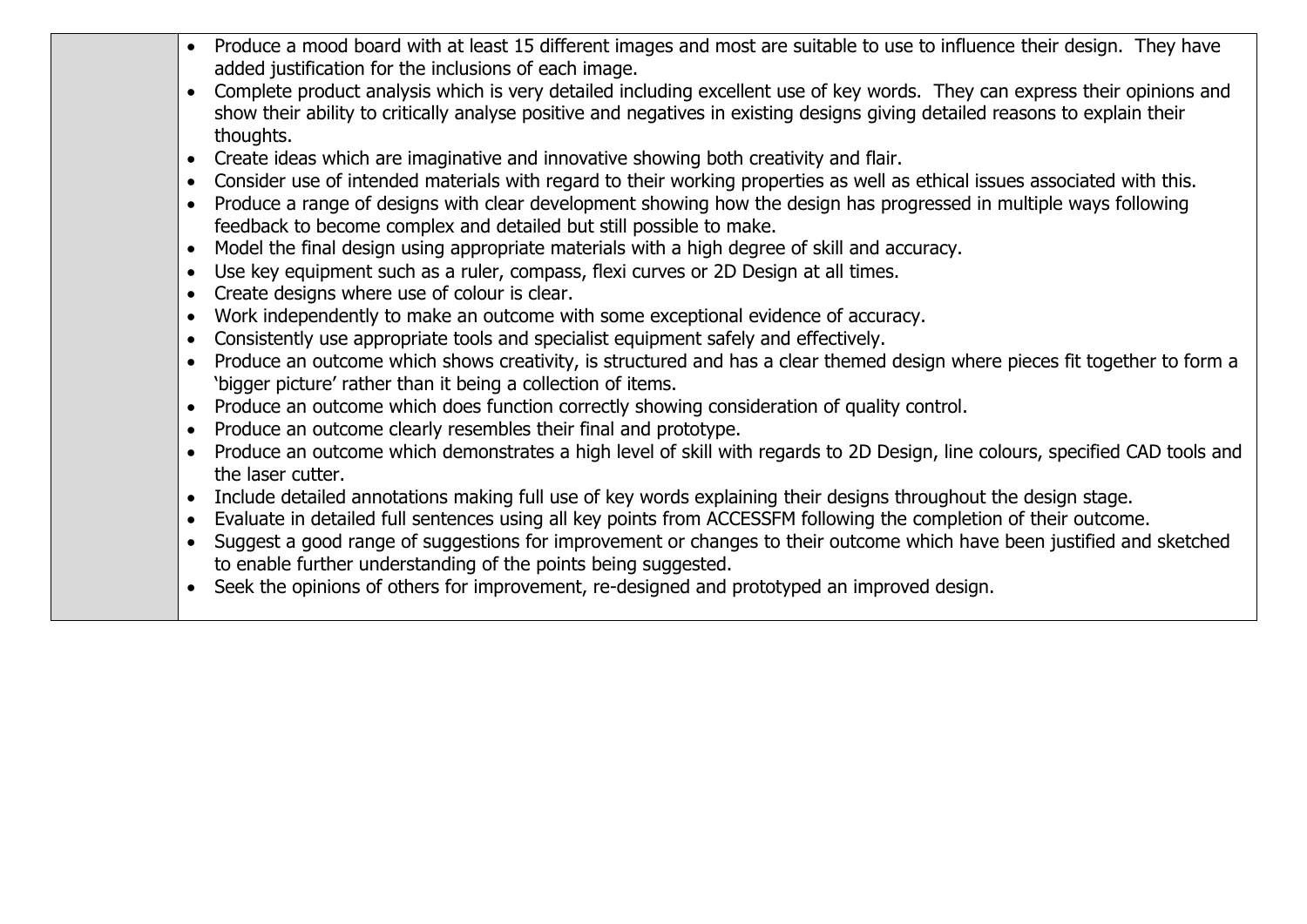| | |
|---|---|
| | • Produce a mood board with at least 15 different images and most are suitable to use to influence their design. They have added justification for the inclusions of each image.<br>• Complete product analysis which is very detailed including excellent use of key words. They can express their opinions and show their ability to critically analyse positive and negatives in existing designs giving detailed reasons to explain their thoughts.<br>• Create ideas which are imaginative and innovative showing both creativity and flair.<br>• Consider use of intended materials with regard to their working properties as well as ethical issues associated with this.<br>• Produce a range of designs with clear development showing how the design has progressed in multiple ways following feedback to become complex and detailed but still possible to make.<br>• Model the final design using appropriate materials with a high degree of skill and accuracy.<br>• Use key equipment such as a ruler, compass, flexi curves or 2D Design at all times.<br>• Create designs where use of colour is clear.<br>• Work independently to make an outcome with some exceptional evidence of accuracy.<br>• Consistently use appropriate tools and specialist equipment safely and effectively.<br>• Produce an outcome which shows creativity, is structured and has a clear themed design where pieces fit together to form a 'bigger picture' rather than it being a collection of items.<br>• Produce an outcome which does function correctly showing consideration of quality control.<br>• Produce an outcome clearly resembles their final and prototype.<br>• Produce an outcome which demonstrates a high level of skill with regards to 2D Design, line colours, specified CAD tools and the laser cutter.<br>• Include detailed annotations making full use of key words explaining their designs throughout the design stage.<br>• Evaluate in detailed full sentences using all key points from ACCESSFM following the completion of their outcome.<br>• Suggest a good range of suggestions for improvement or changes to their outcome which have been justified and sketched to enable further understanding of the points being suggested.<br>• Seek the opinions of others for improvement, re-designed and prototyped an improved design. |